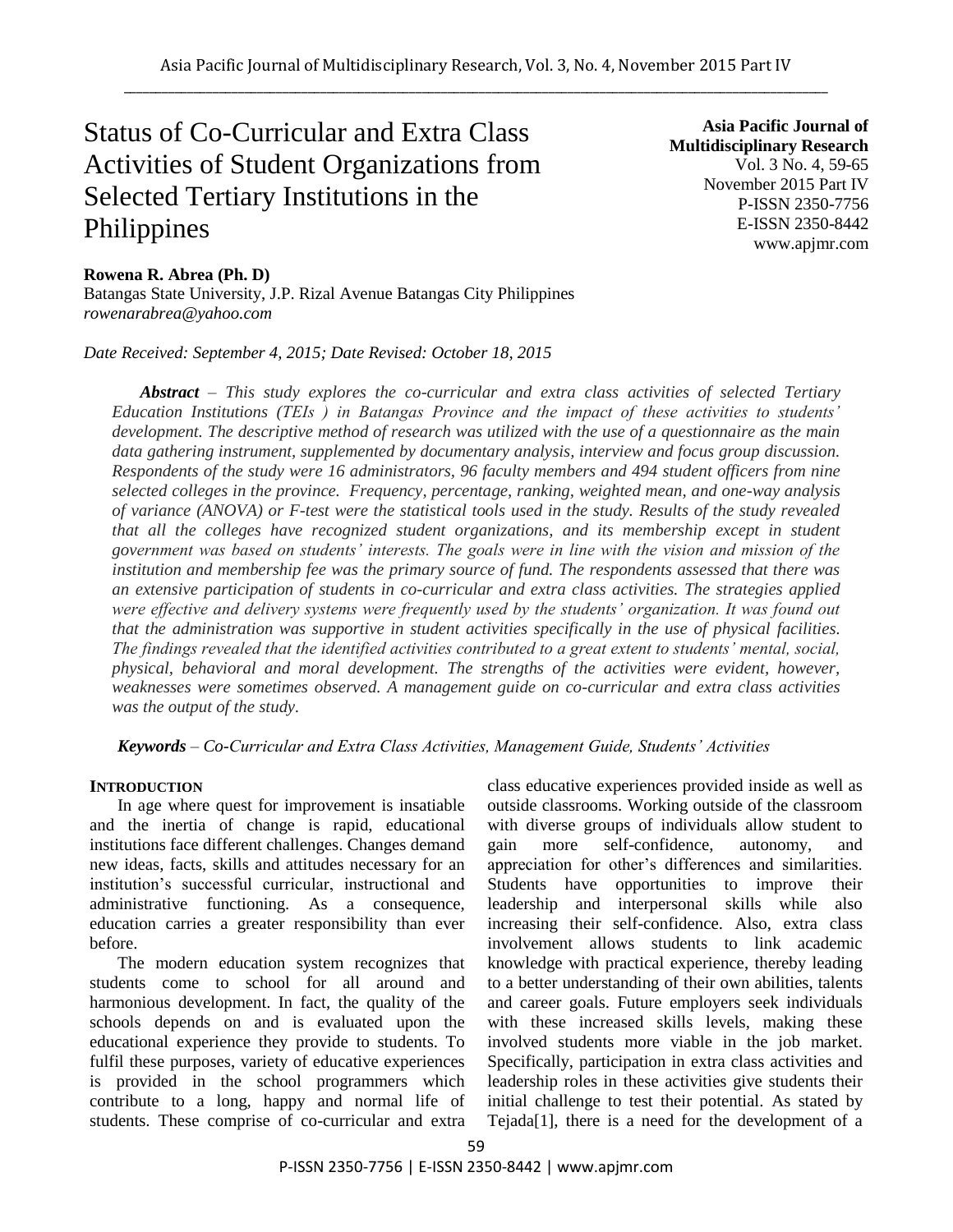# Status of Co-Curricular and Extra Class Activities of Student Organizations from Selected Tertiary Institutions in the Philippines

**Asia Pacific Journal of Multidisciplinary Research**
Vol. 3 No. 4, 59-65
November 2015 Part IV
P-ISSN 2350-7756
E-ISSN 2350-8442
www.apjmr.com

**Rowena R. Abrea (Ph. D)**
Batangas State University, J.P. Rizal Avenue Batangas City Philippines
*rowenarabrea@yahoo.com*

*Date Received: September 4, 2015; Date Revised: October 18, 2015*

***Abstract*** *– This study explores the co-curricular and extra class activities of selected Tertiary Education Institutions (TEIs ) in Batangas Province and the impact of these activities to students' development. The descriptive method of research was utilized with the use of a questionnaire as the main data gathering instrument, supplemented by documentary analysis, interview and focus group discussion. Respondents of the study were 16 administrators, 96 faculty members and 494 student officers from nine selected colleges in the province. Frequency, percentage, ranking, weighted mean, and one-way analysis of variance (ANOVA) or F-test were the statistical tools used in the study. Results of the study revealed that all the colleges have recognized student organizations, and its membership except in student government was based on students' interests. The goals were in line with the vision and mission of the institution and membership fee was the primary source of fund. The respondents assessed that there was an extensive participation of students in co-curricular and extra class activities. The strategies applied were effective and delivery systems were frequently used by the students' organization. It was found out that the administration was supportive in student activities specifically in the use of physical facilities. The findings revealed that the identified activities contributed to a great extent to students' mental, social, physical, behavioral and moral development. The strengths of the activities were evident, however, weaknesses were sometimes observed. A management guide on co-curricular and extra class activities was the output of the study.*

***Keywords*** *– Co-Curricular and Extra Class Activities, Management Guide, Students' Activities*

## INTRODUCTION

In age where quest for improvement is insatiable and the inertia of change is rapid, educational institutions face different challenges. Changes demand new ideas, facts, skills and attitudes necessary for an institution's successful curricular, instructional and administrative functioning. As a consequence, education carries a greater responsibility than ever before.

The modern education system recognizes that students come to school for all around and harmonious development. In fact, the quality of the schools depends on and is evaluated upon the educational experience they provide to students. To fulfil these purposes, variety of educative experiences is provided in the school programmers which contribute to a long, happy and normal life of students. These comprise of co-curricular and extra class educative experiences provided inside as well as outside classrooms. Working outside of the classroom with diverse groups of individuals allow student to gain more self-confidence, autonomy, and appreciation for other's differences and similarities. Students have opportunities to improve their leadership and interpersonal skills while also increasing their self-confidence. Also, extra class involvement allows students to link academic knowledge with practical experience, thereby leading to a better understanding of their own abilities, talents and career goals. Future employers seek individuals with these increased skills levels, making these involved students more viable in the job market. Specifically, participation in extra class activities and leadership roles in these activities give students their initial challenge to test their potential. As stated by Tejada[1], there is a need for the development of a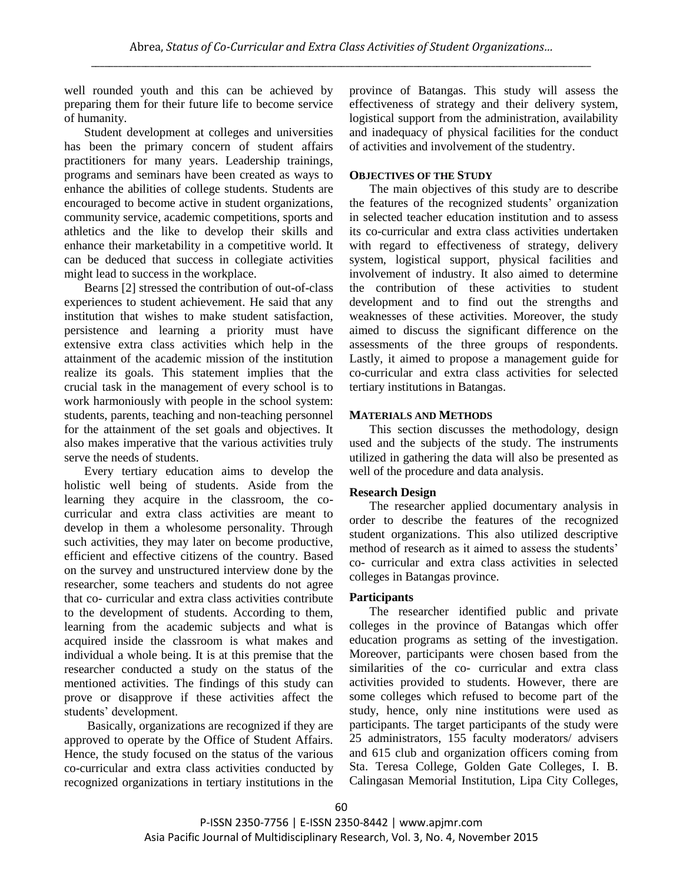well rounded youth and this can be achieved by preparing them for their future life to become service of humanity.

Student development at colleges and universities has been the primary concern of student affairs practitioners for many years. Leadership trainings, programs and seminars have been created as ways to enhance the abilities of college students. Students are encouraged to become active in student organizations, community service, academic competitions, sports and athletics and the like to develop their skills and enhance their marketability in a competitive world. It can be deduced that success in collegiate activities might lead to success in the workplace.

Bearns [2] stressed the contribution of out-of-class experiences to student achievement. He said that any institution that wishes to make student satisfaction, persistence and learning a priority must have extensive extra class activities which help in the attainment of the academic mission of the institution realize its goals. This statement implies that the crucial task in the management of every school is to work harmoniously with people in the school system: students, parents, teaching and non-teaching personnel for the attainment of the set goals and objectives. It also makes imperative that the various activities truly serve the needs of students.

Every tertiary education aims to develop the holistic well being of students. Aside from the learning they acquire in the classroom, the co-curricular and extra class activities are meant to develop in them a wholesome personality. Through such activities, they may later on become productive, efficient and effective citizens of the country. Based on the survey and unstructured interview done by the researcher, some teachers and students do not agree that co- curricular and extra class activities contribute to the development of students. According to them, learning from the academic subjects and what is acquired inside the classroom is what makes and individual a whole being. It is at this premise that the researcher conducted a study on the status of the mentioned activities. The findings of this study can prove or disapprove if these activities affect the students' development.

Basically, organizations are recognized if they are approved to operate by the Office of Student Affairs. Hence, the study focused on the status of the various co-curricular and extra class activities conducted by recognized organizations in tertiary institutions in the province of Batangas. This study will assess the effectiveness of strategy and their delivery system, logistical support from the administration, availability and inadequacy of physical facilities for the conduct of activities and involvement of the studentry.

## OBJECTIVES OF THE STUDY

The main objectives of this study are to describe the features of the recognized students' organization in selected teacher education institution and to assess its co-curricular and extra class activities undertaken with regard to effectiveness of strategy, delivery system, logistical support, physical facilities and involvement of industry. It also aimed to determine the contribution of these activities to student development and to find out the strengths and weaknesses of these activities. Moreover, the study aimed to discuss the significant difference on the assessments of the three groups of respondents. Lastly, it aimed to propose a management guide for co-curricular and extra class activities for selected tertiary institutions in Batangas.

## MATERIALS AND METHODS

This section discusses the methodology, design used and the subjects of the study. The instruments utilized in gathering the data will also be presented as well of the procedure and data analysis.

### Research Design

The researcher applied documentary analysis in order to describe the features of the recognized student organizations. This also utilized descriptive method of research as it aimed to assess the students' co- curricular and extra class activities in selected colleges in Batangas province.

### Participants

The researcher identified public and private colleges in the province of Batangas which offer education programs as setting of the investigation. Moreover, participants were chosen based from the similarities of the co- curricular and extra class activities provided to students. However, there are some colleges which refused to become part of the study, hence, only nine institutions were used as participants. The target participants of the study were 25 administrators, 155 faculty moderators/ advisers and 615 club and organization officers coming from Sta. Teresa College, Golden Gate Colleges, I. B. Calingasan Memorial Institution, Lipa City Colleges,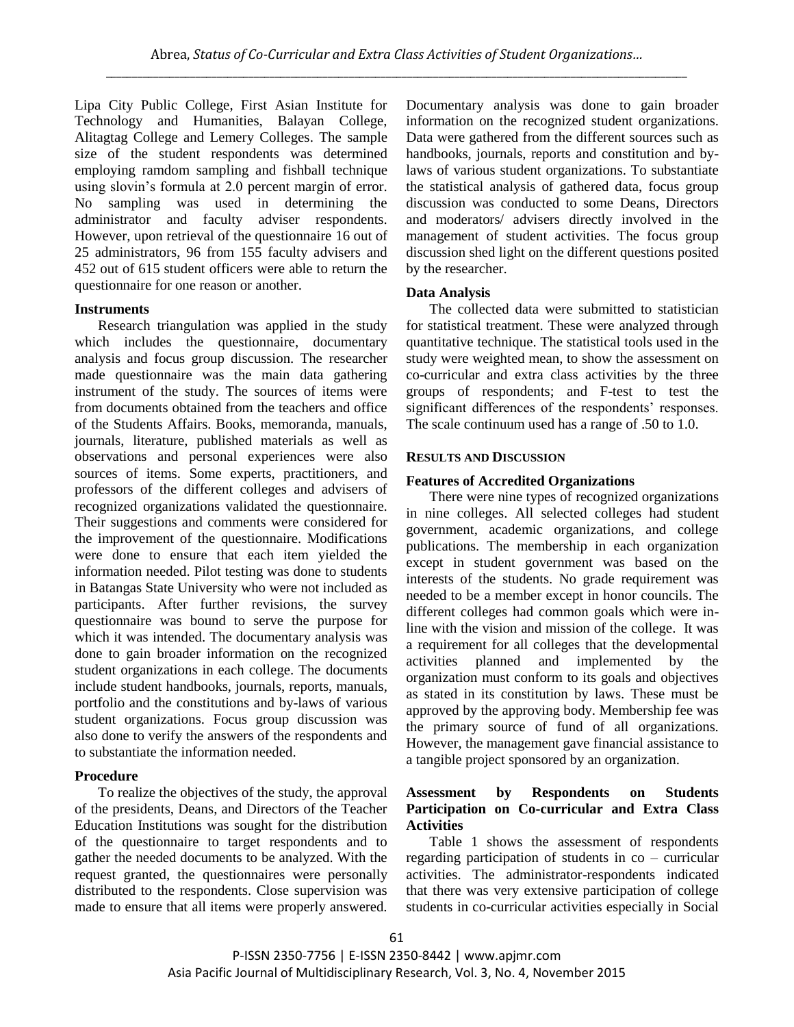Lipa City Public College, First Asian Institute for Technology and Humanities, Balayan College, Alitagtag College and Lemery Colleges. The sample size of the student respondents was determined employing ramdom sampling and fishball technique using slovin's formula at 2.0 percent margin of error. No sampling was used in determining the administrator and faculty adviser respondents. However, upon retrieval of the questionnaire 16 out of 25 administrators, 96 from 155 faculty advisers and 452 out of 615 student officers were able to return the questionnaire for one reason or another.

**Instruments**

Research triangulation was applied in the study which includes the questionnaire, documentary analysis and focus group discussion. The researcher made questionnaire was the main data gathering instrument of the study. The sources of items were from documents obtained from the teachers and office of the Students Affairs. Books, memoranda, manuals, journals, literature, published materials as well as observations and personal experiences were also sources of items. Some experts, practitioners, and professors of the different colleges and advisers of recognized organizations validated the questionnaire. Their suggestions and comments were considered for the improvement of the questionnaire. Modifications were done to ensure that each item yielded the information needed. Pilot testing was done to students in Batangas State University who were not included as participants. After further revisions, the survey questionnaire was bound to serve the purpose for which it was intended. The documentary analysis was done to gain broader information on the recognized student organizations in each college. The documents include student handbooks, journals, reports, manuals, portfolio and the constitutions and by-laws of various student organizations. Focus group discussion was also done to verify the answers of the respondents and to substantiate the information needed.

**Procedure**

To realize the objectives of the study, the approval of the presidents, Deans, and Directors of the Teacher Education Institutions was sought for the distribution of the questionnaire to target respondents and to gather the needed documents to be analyzed. With the request granted, the questionnaires were personally distributed to the respondents. Close supervision was made to ensure that all items were properly answered. Documentary analysis was done to gain broader information on the recognized student organizations. Data were gathered from the different sources such as handbooks, journals, reports and constitution and by-laws of various student organizations. To substantiate the statistical analysis of gathered data, focus group discussion was conducted to some Deans, Directors and moderators/ advisers directly involved in the management of student activities. The focus group discussion shed light on the different questions posited by the researcher.

**Data Analysis**

The collected data were submitted to statistician for statistical treatment. These were analyzed through quantitative technique. The statistical tools used in the study were weighted mean, to show the assessment on co-curricular and extra class activities by the three groups of respondents; and F-test to test the significant differences of the respondents' responses. The scale continuum used has a range of .50 to 1.0.

## RESULTS AND DISCUSSION

**Features of Accredited Organizations**

There were nine types of recognized organizations in nine colleges. All selected colleges had student government, academic organizations, and college publications. The membership in each organization except in student government was based on the interests of the students. No grade requirement was needed to be a member except in honor councils. The different colleges had common goals which were in-line with the vision and mission of the college. It was a requirement for all colleges that the developmental activities planned and implemented by the organization must conform to its goals and objectives as stated in its constitution by laws. These must be approved by the approving body. Membership fee was the primary source of fund of all organizations. However, the management gave financial assistance to a tangible project sponsored by an organization.

**Assessment by Respondents on Students Participation on Co-curricular and Extra Class Activities**

Table 1 shows the assessment of respondents regarding participation of students in co – curricular activities. The administrator-respondents indicated that there was very extensive participation of college students in co-curricular activities especially in Social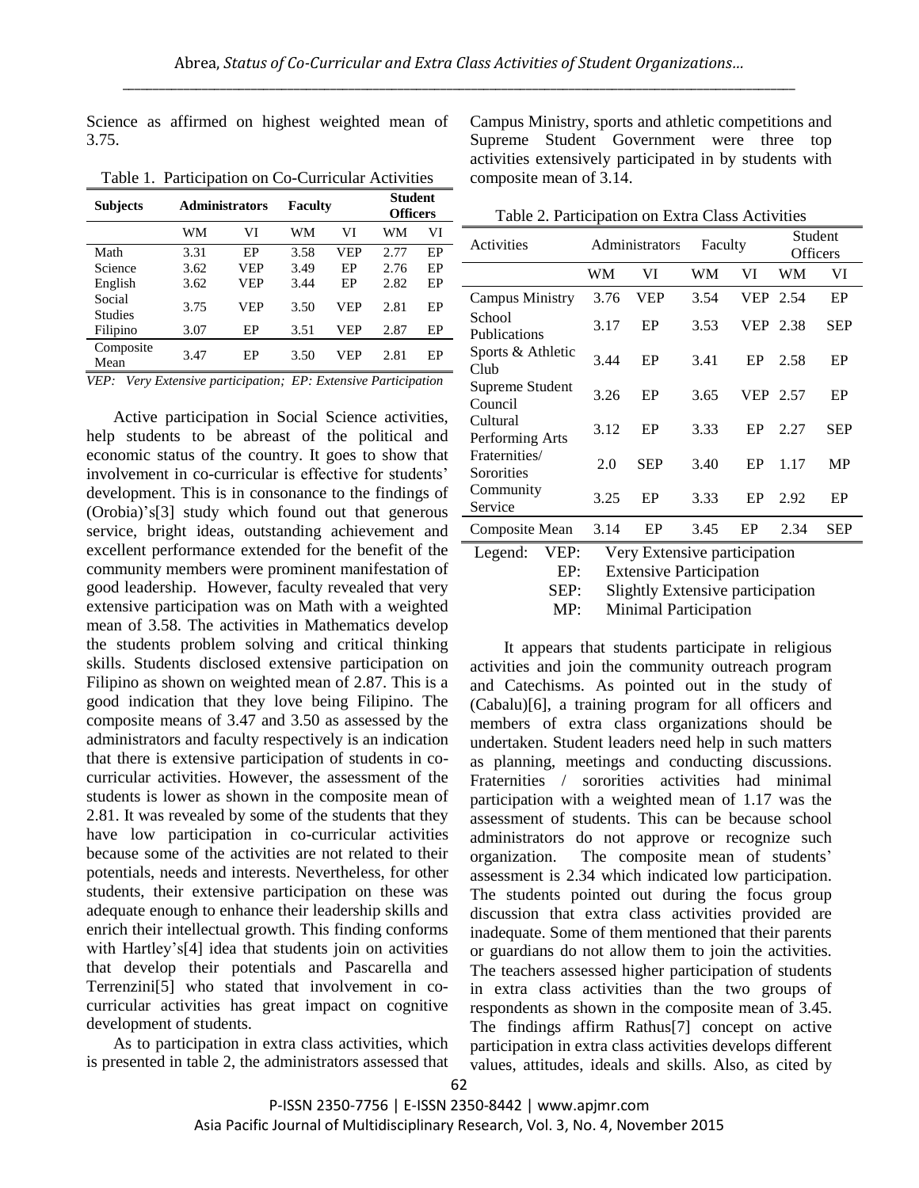Science as affirmed on highest weighted mean of 3.75.

Table 1. Participation on Co-Curricular Activities

| Subjects | Administrators | | Faculty | | Student Officers | |
|---|---|---|---|---|---|---|
| | WM | VI | WM | VI | WM | VI |
| Math | 3.31 | EP | 3.58 | VEP | 2.77 | EP |
| Science | 3.62 | VEP | 3.49 | EP | 2.76 | EP |
| English | 3.62 | VEP | 3.44 | EP | 2.82 | EP |
| Social Studies | 3.75 | VEP | 3.50 | VEP | 2.81 | EP |
| Filipino | 3.07 | EP | 3.51 | VEP | 2.87 | EP |
| Composite Mean | 3.47 | EP | 3.50 | VEP | 2.81 | EP |

*VEP: Very Extensive participation; EP: Extensive Participation*

Active participation in Social Science activities, help students to be abreast of the political and economic status of the country. It goes to show that involvement in co-curricular is effective for students' development. This is in consonance to the findings of (Orobia)'s[3] study which found out that generous service, bright ideas, outstanding achievement and excellent performance extended for the benefit of the community members were prominent manifestation of good leadership. However, faculty revealed that very extensive participation was on Math with a weighted mean of 3.58. The activities in Mathematics develop the students problem solving and critical thinking skills. Students disclosed extensive participation on Filipino as shown on weighted mean of 2.87. This is a good indication that they love being Filipino. The composite means of 3.47 and 3.50 as assessed by the administrators and faculty respectively is an indication that there is extensive participation of students in co-curricular activities. However, the assessment of the students is lower as shown in the composite mean of 2.81. It was revealed by some of the students that they have low participation in co-curricular activities because some of the activities are not related to their potentials, needs and interests. Nevertheless, for other students, their extensive participation on these was adequate enough to enhance their leadership skills and enrich their intellectual growth. This finding conforms with Hartley's[4] idea that students join on activities that develop their potentials and Pascarella and Terrenzini[5] who stated that involvement in co-curricular activities has great impact on cognitive development of students.

As to participation in extra class activities, which is presented in table 2, the administrators assessed that Campus Ministry, sports and athletic competitions and Supreme Student Government were three top activities extensively participated in by students with composite mean of 3.14.

Table 2. Participation on Extra Class Activities

| Activities | Administrators | | Faculty | | Student Officers | |
|---|---|---|---|---|---|---|
| | WM | VI | WM | VI | WM | VI |
| Campus Ministry | 3.76 | VEP | 3.54 | VEP | 2.54 | EP |
| School Publications | 3.17 | EP | 3.53 | VEP | 2.38 | SEP |
| Sports & Athletic Club | 3.44 | EP | 3.41 | EP | 2.58 | EP |
| Supreme Student Council | 3.26 | EP | 3.65 | VEP | 2.57 | EP |
| Cultural Performing Arts | 3.12 | EP | 3.33 | EP | 2.27 | SEP |
| Fraternities/ Sororities | 2.0 | SEP | 3.40 | EP | 1.17 | MP |
| Community Service | 3.25 | EP | 3.33 | EP | 2.92 | EP |
| Composite Mean | 3.14 | EP | 3.45 | EP | 2.34 | SEP |

Legend:
VEP: Very Extensive participation
EP: Extensive Participation
SEP: Slightly Extensive participation
MP: Minimal Participation

It appears that students participate in religious activities and join the community outreach program and Catechisms. As pointed out in the study of (Cabalu)[6], a training program for all officers and members of extra class organizations should be undertaken. Student leaders need help in such matters as planning, meetings and conducting discussions. Fraternities / sororities activities had minimal participation with a weighted mean of 1.17 was the assessment of students. This can be because school administrators do not approve or recognize such organization. The composite mean of students' assessment is 2.34 which indicated low participation. The students pointed out during the focus group discussion that extra class activities provided are inadequate. Some of them mentioned that their parents or guardians do not allow them to join the activities. The teachers assessed higher participation of students in extra class activities than the two groups of respondents as shown in the composite mean of 3.45. The findings affirm Rathus[7] concept on active participation in extra class activities develops different values, attitudes, ideals and skills. Also, as cited by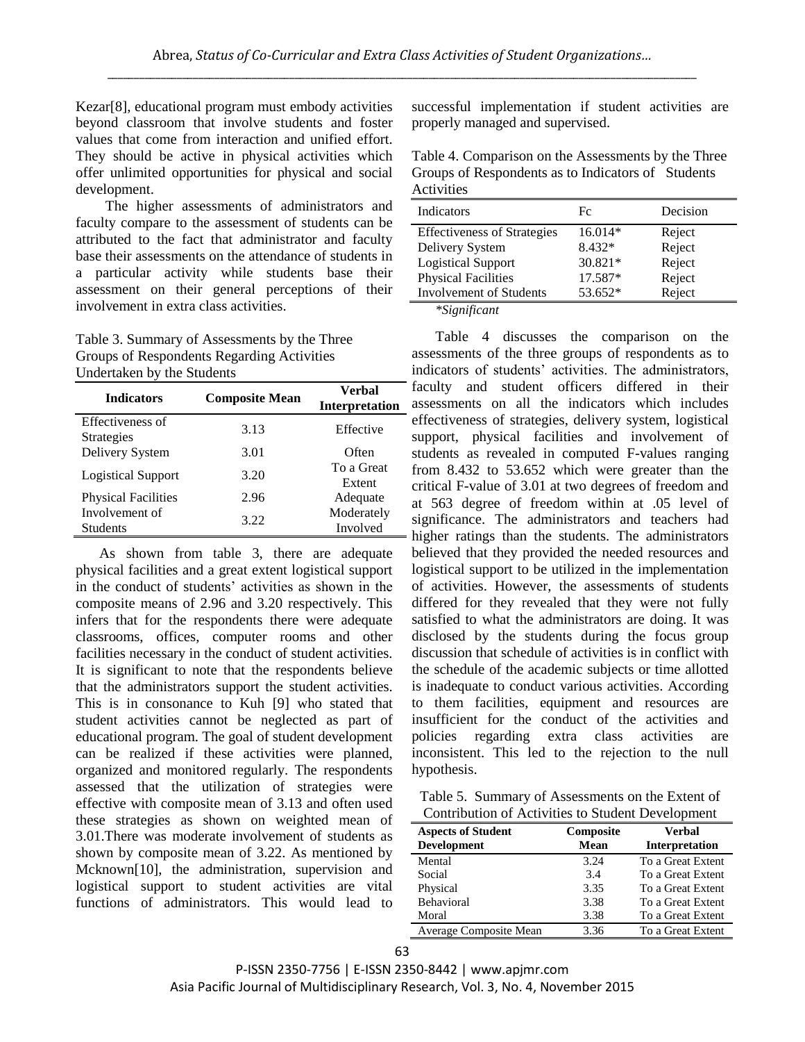Kezar[8], educational program must embody activities beyond classroom that involve students and foster values that come from interaction and unified effort. They should be active in physical activities which offer unlimited opportunities for physical and social development.

The higher assessments of administrators and faculty compare to the assessment of students can be attributed to the fact that administrator and faculty base their assessments on the attendance of students in a particular activity while students base their assessment on their general perceptions of their involvement in extra class activities.

Table 3. Summary of Assessments by the Three Groups of Respondents Regarding Activities Undertaken by the Students

| Indicators | Composite Mean | Verbal Interpretation |
|---|---|---|
| Effectiveness of Strategies | 3.13 | Effective |
| Delivery System | 3.01 | Often |
| Logistical Support | 3.20 | To a Great Extent |
| Physical Facilities | 2.96 | Adequate |
| Involvement of Students | 3.22 | Moderately Involved |

As shown from table 3, there are adequate physical facilities and a great extent logistical support in the conduct of students' activities as shown in the composite means of 2.96 and 3.20 respectively. This infers that for the respondents there were adequate classrooms, offices, computer rooms and other facilities necessary in the conduct of student activities. It is significant to note that the respondents believe that the administrators support the student activities. This is in consonance to Kuh [9] who stated that student activities cannot be neglected as part of educational program. The goal of student development can be realized if these activities were planned, organized and monitored regularly. The respondents assessed that the utilization of strategies were effective with composite mean of 3.13 and often used these strategies as shown on weighted mean of 3.01.There was moderate involvement of students as shown by composite mean of 3.22. As mentioned by Mcknown[10], the administration, supervision and logistical support to student activities are vital functions of administrators. This would lead to successful implementation if student activities are properly managed and supervised.

Table 4. Comparison on the Assessments by the Three Groups of Respondents as to Indicators of Students Activities

| Indicators | Fc | Decision |
|---|---|---|
| Effectiveness of Strategies | 16.014* | Reject |
| Delivery System | 8.432* | Reject |
| Logistical Support | 30.821* | Reject |
| Physical Facilities | 17.587* | Reject |
| Involvement of Students | 53.652* | Reject |

*Significant

Table 4 discusses the comparison on the assessments of the three groups of respondents as to indicators of students' activities. The administrators, faculty and student officers differed in their assessments on all the indicators which includes effectiveness of strategies, delivery system, logistical support, physical facilities and involvement of students as revealed in computed F-values ranging from 8.432 to 53.652 which were greater than the critical F-value of 3.01 at two degrees of freedom and at 563 degree of freedom within at .05 level of significance. The administrators and teachers had higher ratings than the students. The administrators believed that they provided the needed resources and logistical support to be utilized in the implementation of activities. However, the assessments of students differed for they revealed that they were not fully satisfied to what the administrators are doing. It was disclosed by the students during the focus group discussion that schedule of activities is in conflict with the schedule of the academic subjects or time allotted is inadequate to conduct various activities. According to them facilities, equipment and resources are insufficient for the conduct of the activities and policies regarding extra class activities are inconsistent. This led to the rejection to the null hypothesis.

Table 5. Summary of Assessments on the Extent of Contribution of Activities to Student Development

| Aspects of Student Development | Composite Mean | Verbal Interpretation |
|---|---|---|
| Mental | 3.24 | To a Great Extent |
| Social | 3.4 | To a Great Extent |
| Physical | 3.35 | To a Great Extent |
| Behavioral | 3.38 | To a Great Extent |
| Moral | 3.38 | To a Great Extent |
| Average Composite Mean | 3.36 | To a Great Extent |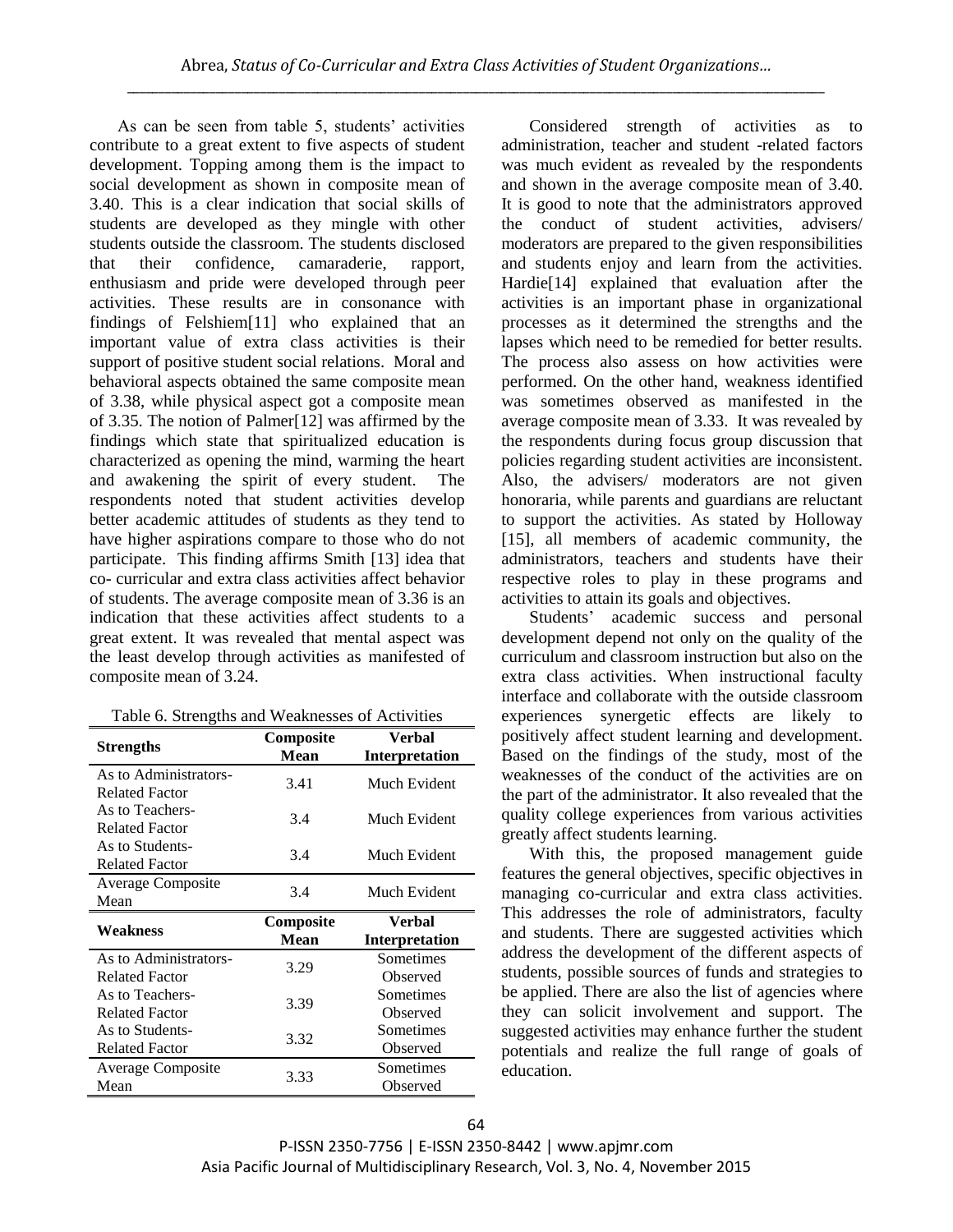As can be seen from table 5, students' activities contribute to a great extent to five aspects of student development. Topping among them is the impact to social development as shown in composite mean of 3.40. This is a clear indication that social skills of students are developed as they mingle with other students outside the classroom. The students disclosed that their confidence, camaraderie, rapport, enthusiasm and pride were developed through peer activities. These results are in consonance with findings of Felshiem[11] who explained that an important value of extra class activities is their support of positive student social relations. Moral and behavioral aspects obtained the same composite mean of 3.38, while physical aspect got a composite mean of 3.35. The notion of Palmer[12] was affirmed by the findings which state that spiritualized education is characterized as opening the mind, warming the heart and awakening the spirit of every student. The respondents noted that student activities develop better academic attitudes of students as they tend to have higher aspirations compare to those who do not participate. This finding affirms Smith [13] idea that co- curricular and extra class activities affect behavior of students. The average composite mean of 3.36 is an indication that these activities affect students to a great extent. It was revealed that mental aspect was the least develop through activities as manifested of composite mean of 3.24.

Table 6. Strengths and Weaknesses of Activities

| Strengths | Composite Mean | Verbal Interpretation |
|---|---|---|
| As to Administrators-Related Factor | 3.41 | Much Evident |
| As to Teachers-Related Factor | 3.4 | Much Evident |
| As to Students-Related Factor | 3.4 | Much Evident |
| Average Composite Mean | 3.4 | Much Evident |
| **Weakness** | **Composite Mean** | **Verbal Interpretation** |
| As to Administrators-Related Factor | 3.29 | Sometimes Observed |
| As to Teachers-Related Factor | 3.39 | Sometimes Observed |
| As to Students-Related Factor | 3.32 | Sometimes Observed |
| Average Composite Mean | 3.33 | Sometimes Observed |

Considered strength of activities as to administration, teacher and student -related factors was much evident as revealed by the respondents and shown in the average composite mean of 3.40. It is good to note that the administrators approved the conduct of student activities, advisers/ moderators are prepared to the given responsibilities and students enjoy and learn from the activities. Hardie[14] explained that evaluation after the activities is an important phase in organizational processes as it determined the strengths and the lapses which need to be remedied for better results. The process also assess on how activities were performed. On the other hand, weakness identified was sometimes observed as manifested in the average composite mean of 3.33. It was revealed by the respondents during focus group discussion that policies regarding student activities are inconsistent. Also, the advisers/ moderators are not given honoraria, while parents and guardians are reluctant to support the activities. As stated by Holloway [15], all members of academic community, the administrators, teachers and students have their respective roles to play in these programs and activities to attain its goals and objectives.

Students' academic success and personal development depend not only on the quality of the curriculum and classroom instruction but also on the extra class activities. When instructional faculty interface and collaborate with the outside classroom experiences synergetic effects are likely to positively affect student learning and development. Based on the findings of the study, most of the weaknesses of the conduct of the activities are on the part of the administrator. It also revealed that the quality college experiences from various activities greatly affect students learning.

With this, the proposed management guide features the general objectives, specific objectives in managing co-curricular and extra class activities. This addresses the role of administrators, faculty and students. There are suggested activities which address the development of the different aspects of students, possible sources of funds and strategies to be applied. There are also the list of agencies where they can solicit involvement and support. The suggested activities may enhance further the student potentials and realize the full range of goals of education.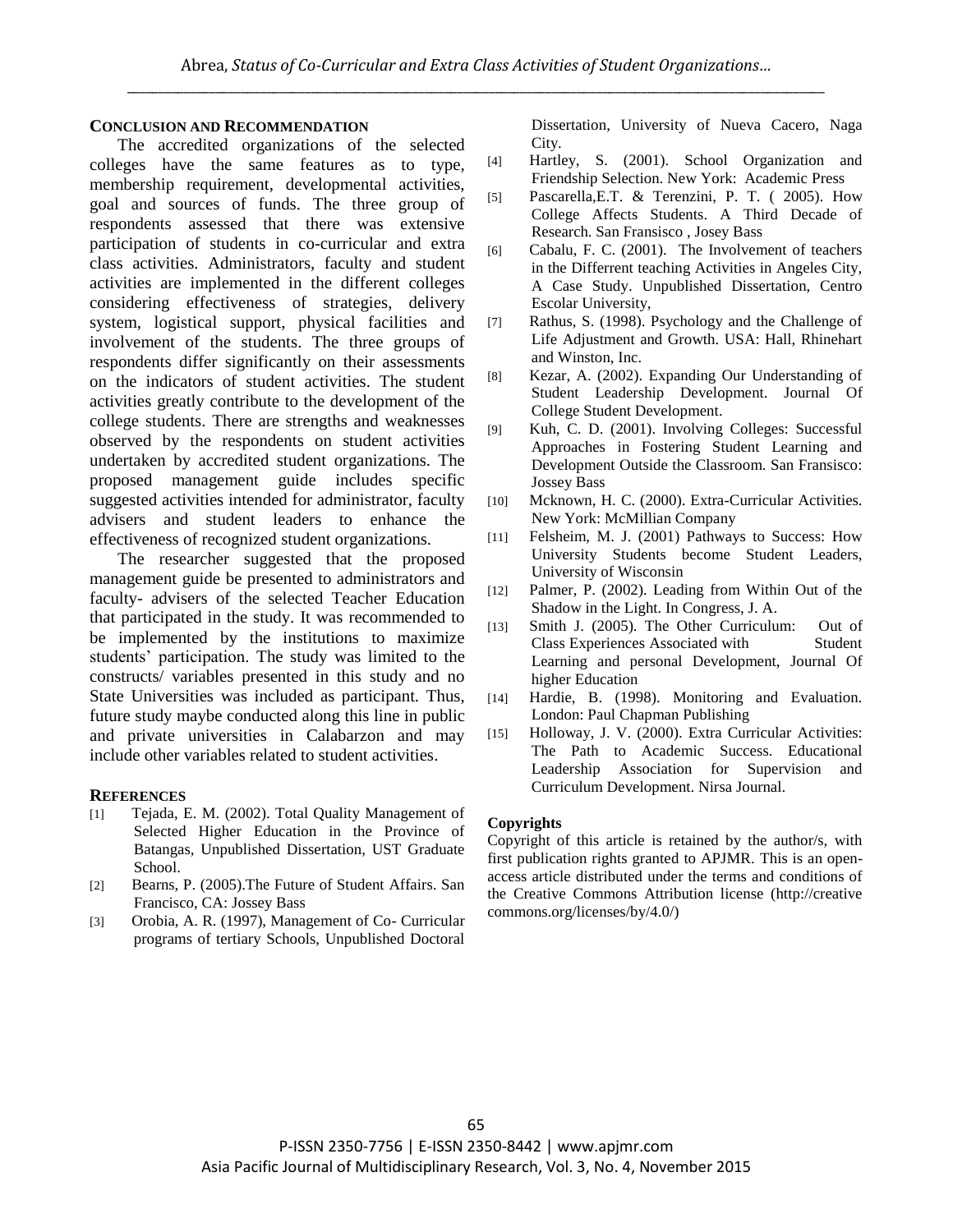## CONCLUSION AND RECOMMENDATION

The accredited organizations of the selected colleges have the same features as to type, membership requirement, developmental activities, goal and sources of funds. The three group of respondents assessed that there was extensive participation of students in co-curricular and extra class activities. Administrators, faculty and student activities are implemented in the different colleges considering effectiveness of strategies, delivery system, logistical support, physical facilities and involvement of the students. The three groups of respondents differ significantly on their assessments on the indicators of student activities. The student activities greatly contribute to the development of the college students. There are strengths and weaknesses observed by the respondents on student activities undertaken by accredited student organizations. The proposed management guide includes specific suggested activities intended for administrator, faculty advisers and student leaders to enhance the effectiveness of recognized student organizations.

The researcher suggested that the proposed management guide be presented to administrators and faculty- advisers of the selected Teacher Education that participated in the study. It was recommended to be implemented by the institutions to maximize students' participation. The study was limited to the constructs/ variables presented in this study and no State Universities was included as participant. Thus, future study maybe conducted along this line in public and private universities in Calabarzon and may include other variables related to student activities.

## REFERENCES

[1] Tejada, E. M. (2002). Total Quality Management of Selected Higher Education in the Province of Batangas, Unpublished Dissertation, UST Graduate School.

[2] Bearns, P. (2005).The Future of Student Affairs. San Francisco, CA: Jossey Bass

[3] Orobia, A. R. (1997), Management of Co- Curricular programs of tertiary Schools, Unpublished Doctoral Dissertation, University of Nueva Cacero, Naga City.

[4] Hartley, S. (2001). School Organization and Friendship Selection. New York: Academic Press

[5] Pascarella,E.T. & Terenzini, P. T. ( 2005). How College Affects Students. A Third Decade of Research. San Fransisco , Josey Bass

[6] Cabalu, F. C. (2001). The Involvement of teachers in the Differrent teaching Activities in Angeles City, A Case Study. Unpublished Dissertation, Centro Escolar University,

[7] Rathus, S. (1998). Psychology and the Challenge of Life Adjustment and Growth. USA: Hall, Rhinehart and Winston, Inc.

[8] Kezar, A. (2002). Expanding Our Understanding of Student Leadership Development. Journal Of College Student Development.

[9] Kuh, C. D. (2001). Involving Colleges: Successful Approaches in Fostering Student Learning and Development Outside the Classroom. San Fransisco: Jossey Bass

[10] Mcknown, H. C. (2000). Extra-Curricular Activities. New York: McMillian Company

[11] Felsheim, M. J. (2001) Pathways to Success: How University Students become Student Leaders, University of Wisconsin

[12] Palmer, P. (2002). Leading from Within Out of the Shadow in the Light. In Congress, J. A.

[13] Smith J. (2005). The Other Curriculum: Out of Class Experiences Associated with Student Learning and personal Development, Journal Of higher Education

[14] Hardie, B. (1998). Monitoring and Evaluation. London: Paul Chapman Publishing

[15] Holloway, J. V. (2000). Extra Curricular Activities: The Path to Academic Success. Educational Leadership Association for Supervision and Curriculum Development. Nirsa Journal.

### Copyrights

Copyright of this article is retained by the author/s, with first publication rights granted to APJMR. This is an open-access article distributed under the terms and conditions of the Creative Commons Attribution license (http://creative commons.org/licenses/by/4.0/)